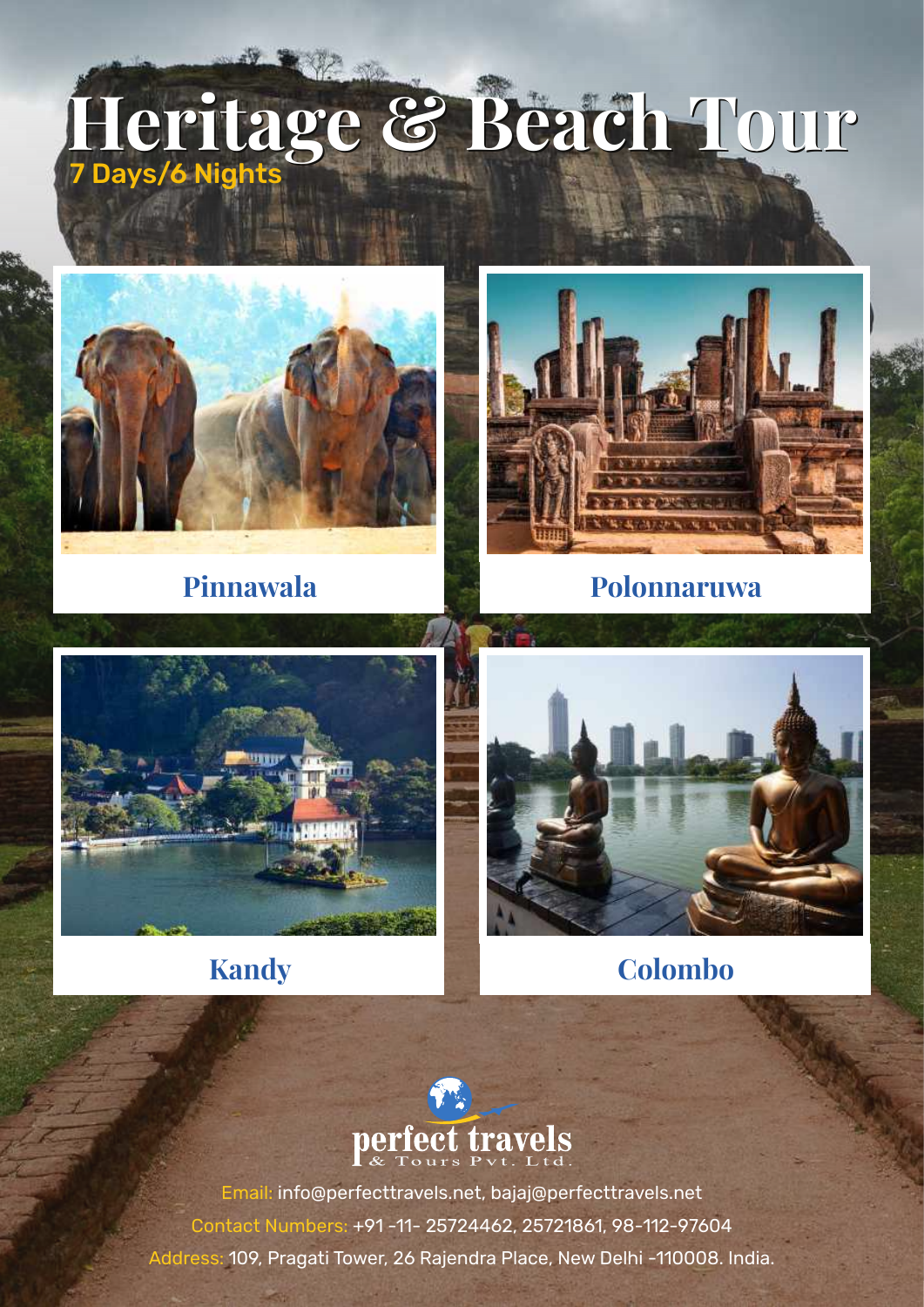# Heritage & Beach Tour

7 Days/6 Nights

Pinnawala

Polonnaruwa

Kandy

Colombo

perfect travels
& Tours Pvt. Ltd.

Email: info@perfecttravels.net, bajaj@perfecttravels.net

Contact Numbers: +91 -11- 25724462, 25721861, 98-112-97604

Address: 109, Pragati Tower, 26 Rajendra Place, New Delhi -110008. India.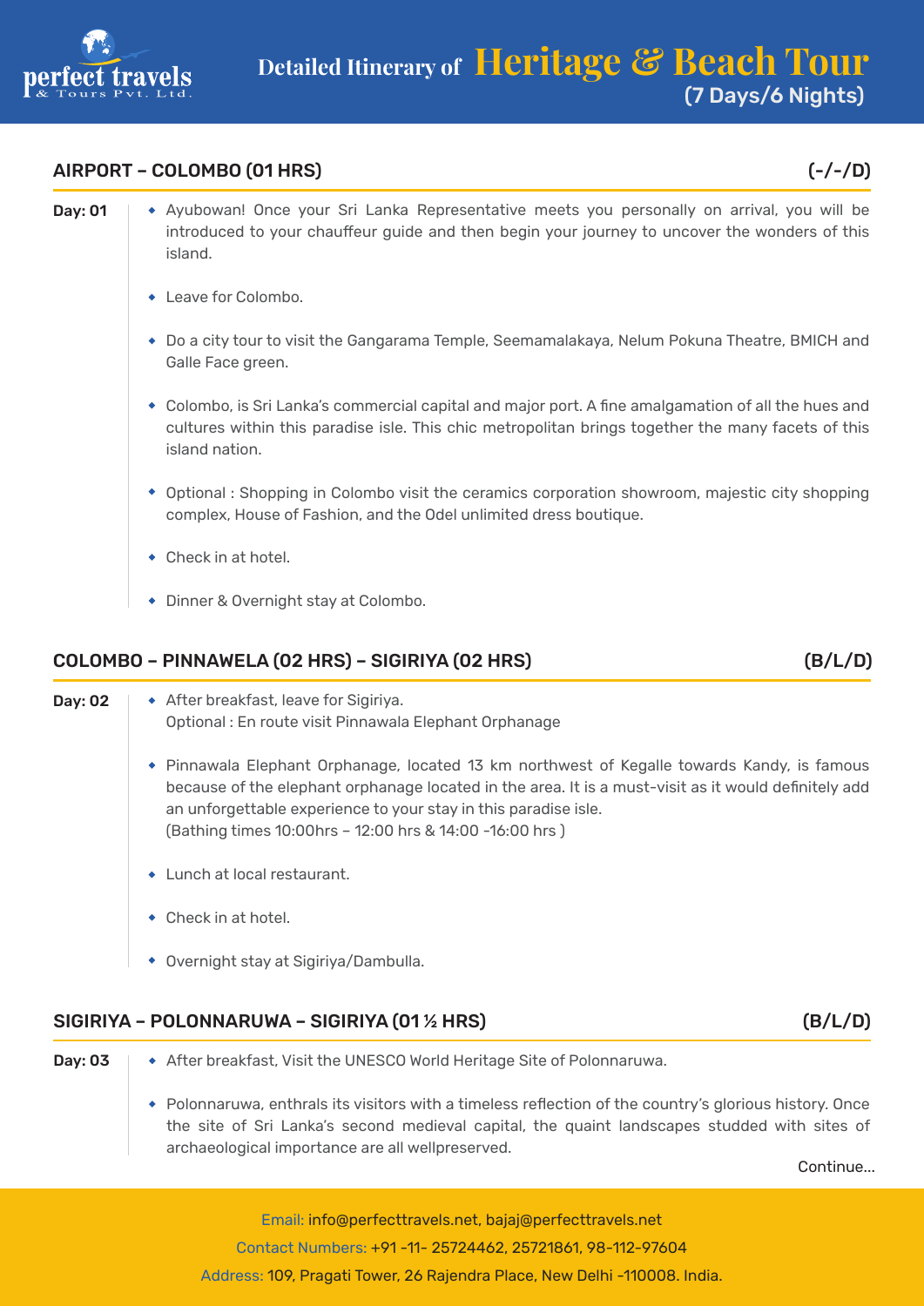# Detailed Itinerary of Heritage & Beach Tour (7 Days/6 Nights)

## AIRPORT – COLOMBO (01 HRS) (-/-/D)

**Day: 01**

- Ayubowan! Once your Sri Lanka Representative meets you personally on arrival, you will be introduced to your chauffeur guide and then begin your journey to uncover the wonders of this island.
- Leave for Colombo.
- Do a city tour to visit the Gangarama Temple, Seemamalakaya, Nelum Pokuna Theatre, BMICH and Galle Face green.
- Colombo, is Sri Lanka's commercial capital and major port. A fine amalgamation of all the hues and cultures within this paradise isle. This chic metropolitan brings together the many facets of this island nation.
- Optional : Shopping in Colombo visit the ceramics corporation showroom, majestic city shopping complex, House of Fashion, and the Odel unlimited dress boutique.
- Check in at hotel.
- Dinner & Overnight stay at Colombo.

## COLOMBO – PINNAWELA (02 HRS) – SIGIRIYA (02 HRS) (B/L/D)

**Day: 02**

- After breakfast, leave for Sigiriya.
  Optional : En route visit Pinnawala Elephant Orphanage
- Pinnawala Elephant Orphanage, located 13 km northwest of Kegalle towards Kandy, is famous because of the elephant orphanage located in the area. It is a must-visit as it would definitely add an unforgettable experience to your stay in this paradise isle.
  (Bathing times 10:00hrs – 12:00 hrs & 14:00 -16:00 hrs )
- Lunch at local restaurant.
- Check in at hotel.
- Overnight stay at Sigiriya/Dambulla.

## SIGIRIYA – POLONNARUWA – SIGIRIYA (01 ½ HRS) (B/L/D)

**Day: 03**

- After breakfast, Visit the UNESCO World Heritage Site of Polonnaruwa.
- Polonnaruwa, enthrals its visitors with a timeless reflection of the country's glorious history. Once the site of Sri Lanka's second medieval capital, the quaint landscapes studded with sites of archaeological importance are all wellpreserved.

Continue...

Email: info@perfecttravels.net, bajaj@perfecttravels.net
Contact Numbers: +91 -11- 25724462, 25721861, 98-112-97604
Address: 109, Pragati Tower, 26 Rajendra Place, New Delhi -110008. India.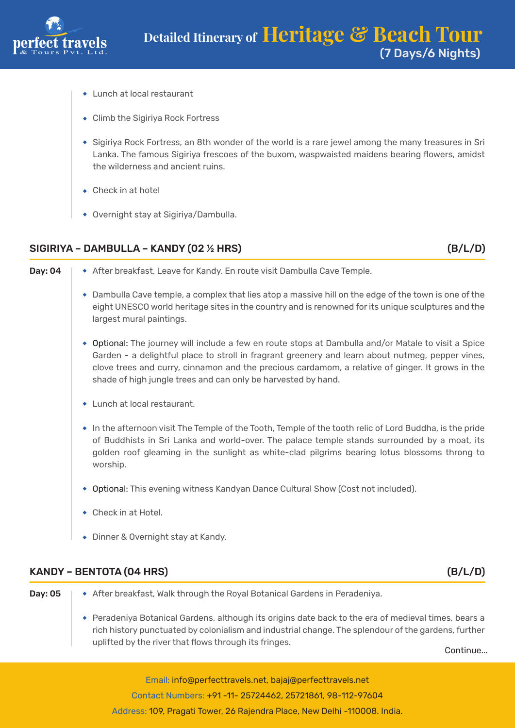- Lunch at local restaurant
- Climb the Sigiriya Rock Fortress
- Sigiriya Rock Fortress, an 8th wonder of the world is a rare jewel among the many treasures in Sri Lanka. The famous Sigiriya frescoes of the buxom, waspwaisted maidens bearing flowers, amidst the wilderness and ancient ruins.
- Check in at hotel
- Overnight stay at Sigiriya/Dambulla.

## SIGIRIYA – DAMBULLA – KANDY (02 ½ HRS) (B/L/D)

**Day: 04**

- After breakfast, Leave for Kandy. En route visit Dambulla Cave Temple.
- Dambulla Cave temple, a complex that lies atop a massive hill on the edge of the town is one of the eight UNESCO world heritage sites in the country and is renowned for its unique sculptures and the largest mural paintings.
- Optional: The journey will include a few en route stops at Dambulla and/or Matale to visit a Spice Garden - a delightful place to stroll in fragrant greenery and learn about nutmeg, pepper vines, clove trees and curry, cinnamon and the precious cardamom, a relative of ginger. It grows in the shade of high jungle trees and can only be harvested by hand.
- Lunch at local restaurant.
- In the afternoon visit The Temple of the Tooth, Temple of the tooth relic of Lord Buddha, is the pride of Buddhists in Sri Lanka and world-over. The palace temple stands surrounded by a moat, its golden roof gleaming in the sunlight as white-clad pilgrims bearing lotus blossoms throng to worship.
- Optional: This evening witness Kandyan Dance Cultural Show (Cost not included).
- Check in at Hotel.
- Dinner & Overnight stay at Kandy.

## KANDY – BENTOTA (04 HRS) (B/L/D)

**Day: 05**

- After breakfast, Walk through the Royal Botanical Gardens in Peradeniya.
- Peradeniya Botanical Gardens, although its origins date back to the era of medieval times, bears a rich history punctuated by colonialism and industrial change. The splendour of the gardens, further uplifted by the river that flows through its fringes.

Continue...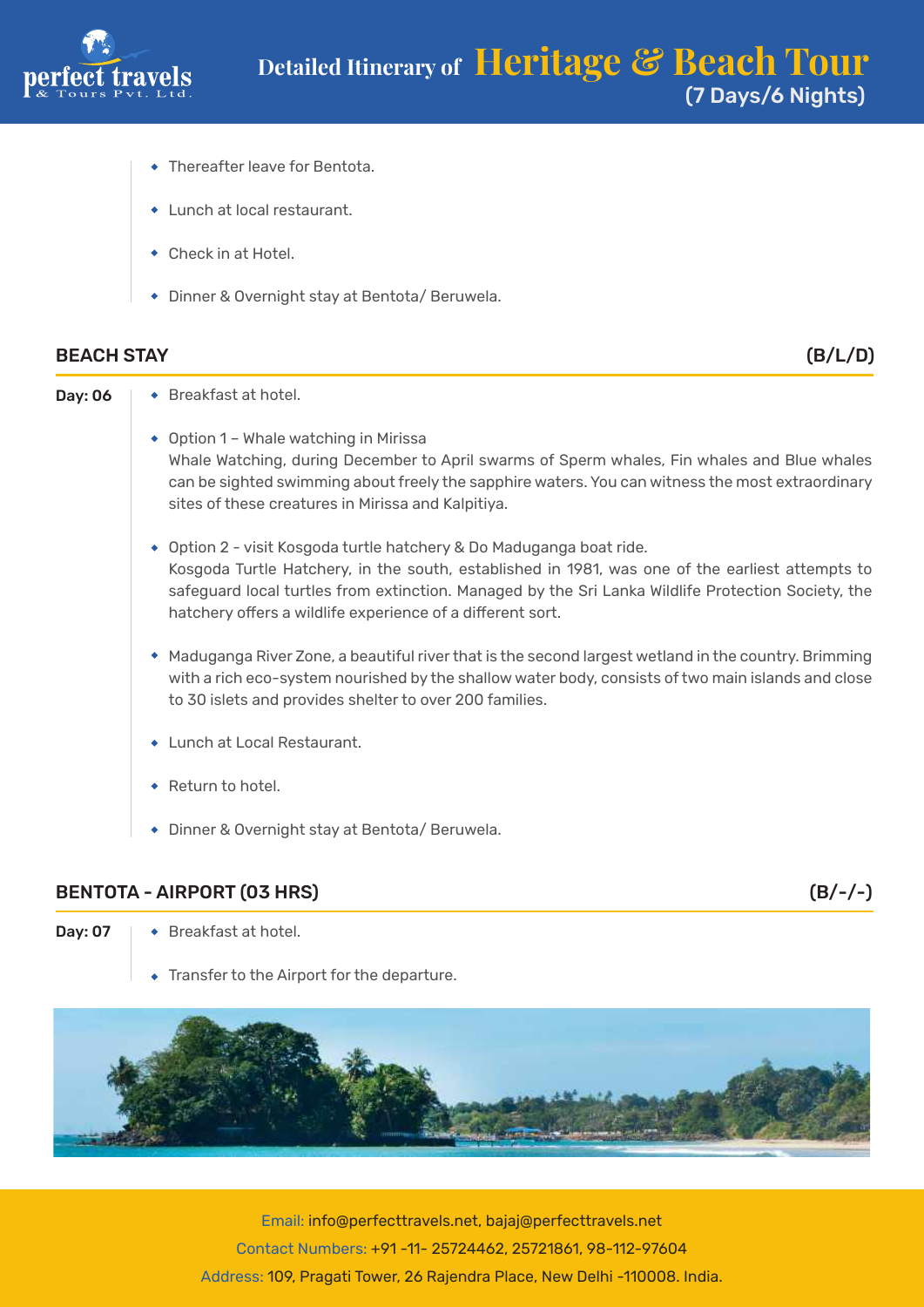- Thereafter leave for Bentota.
- Lunch at local restaurant.
- Check in at Hotel.
- Dinner & Overnight stay at Bentota/ Beruwela.

## BEACH STAY (B/L/D)

**Day: 06**

- Breakfast at hotel.
- Option 1 – Whale watching in Mirissa
  Whale Watching, during December to April swarms of Sperm whales, Fin whales and Blue whales can be sighted swimming about freely the sapphire waters. You can witness the most extraordinary sites of these creatures in Mirissa and Kalpitiya.
- Option 2 - visit Kosgoda turtle hatchery & Do Maduganga boat ride.
  Kosgoda Turtle Hatchery, in the south, established in 1981, was one of the earliest attempts to safeguard local turtles from extinction. Managed by the Sri Lanka Wildlife Protection Society, the hatchery offers a wildlife experience of a different sort.
- Maduganga River Zone, a beautiful river that is the second largest wetland in the country. Brimming with a rich eco-system nourished by the shallow water body, consists of two main islands and close to 30 islets and provides shelter to over 200 families.
- Lunch at Local Restaurant.
- Return to hotel.
- Dinner & Overnight stay at Bentota/ Beruwela.

## BENTOTA - AIRPORT (03 HRS) (B/-/-)

**Day: 07**

- Breakfast at hotel.
- Transfer to the Airport for the departure.

Email: info@perfecttravels.net, bajaj@perfecttravels.net
Contact Numbers: +91 -11- 25724462, 25721861, 98-112-97604
Address: 109, Pragati Tower, 26 Rajendra Place, New Delhi -110008. India.